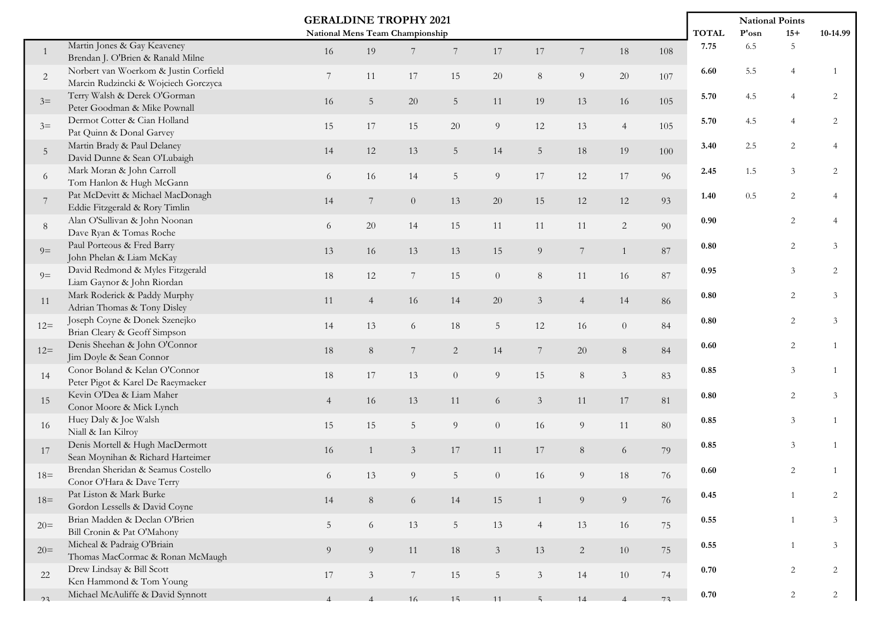# GERALDINE TROPHY 2021

## National Mens Team Championship

| | | | | | | | | | | | TOTAL | P'osn | 15+ | 10-14.99 |
|---|---|---|---|---|---|---|---|---|---|---|---|---|---|---|
| | | | | | | | | | | | National Points | | | |
| 1 | Martin Jones & Gay Keaveney<br>Brendan J. O'Brien & Ranald Milne | 16 | 19 | 7 | 7 | 17 | 17 | 7 | 18 | 108 | 7.75 | 6.5 | 5 | |
| 2 | Norbert van Woerkom & Justin Corfield<br>Marcin Rudzincki & Wojciech Gorczyca | 7 | 11 | 17 | 15 | 20 | 8 | 9 | 20 | 107 | 6.60 | 5.5 | 4 | 1 |
| 3= | Terry Walsh & Derek O'Gorman<br>Peter Goodman & Mike Pownall | 16 | 5 | 20 | 5 | 11 | 19 | 13 | 16 | 105 | 5.70 | 4.5 | 4 | 2 |
| 3= | Dermot Cotter & Cian Holland<br>Pat Quinn & Donal Garvey | 15 | 17 | 15 | 20 | 9 | 12 | 13 | 4 | 105 | 5.70 | 4.5 | 4 | 2 |
| 5 | Martin Brady & Paul Delaney<br>David Dunne & Sean O'Lubaigh | 14 | 12 | 13 | 5 | 14 | 5 | 18 | 19 | 100 | 3.40 | 2.5 | 2 | 4 |
| 6 | Mark Moran & John Carroll<br>Tom Hanlon & Hugh McGann | 6 | 16 | 14 | 5 | 9 | 17 | 12 | 17 | 96 | 2.45 | 1.5 | 3 | 2 |
| 7 | Pat McDevitt & Michael MacDonagh<br>Eddie Fitzgerald & Rory Timlin | 14 | 7 | 0 | 13 | 20 | 15 | 12 | 12 | 93 | 1.40 | 0.5 | 2 | 4 |
| 8 | Alan O'Sullivan & John Noonan<br>Dave Ryan & Tomas Roche | 6 | 20 | 14 | 15 | 11 | 11 | 11 | 2 | 90 | 0.90 | | 2 | 4 |
| 9= | Paul Porteous & Fred Barry<br>John Phelan & Liam McKay | 13 | 16 | 13 | 13 | 15 | 9 | 7 | 1 | 87 | 0.80 | | 2 | 3 |
| 9= | David Redmond & Myles Fitzgerald<br>Liam Gaynor & John Riordan | 18 | 12 | 7 | 15 | 0 | 8 | 11 | 16 | 87 | 0.95 | | 3 | 2 |
| 11 | Mark Roderick & Paddy Murphy<br>Adrian Thomas & Tony Disley | 11 | 4 | 16 | 14 | 20 | 3 | 4 | 14 | 86 | 0.80 | | 2 | 3 |
| 12= | Joseph Coyne & Donek Szenejko<br>Brian Cleary & Geoff Simpson | 14 | 13 | 6 | 18 | 5 | 12 | 16 | 0 | 84 | 0.80 | | 2 | 3 |
| 12= | Denis Sheehan & John O'Connor<br>Jim Doyle & Sean Connor | 18 | 8 | 7 | 2 | 14 | 7 | 20 | 8 | 84 | 0.60 | | 2 | 1 |
| 14 | Conor Boland & Kelan O'Connor<br>Peter Pigot & Karel De Raeymaeker | 18 | 17 | 13 | 0 | 9 | 15 | 8 | 3 | 83 | 0.85 | | 3 | 1 |
| 15 | Kevin O'Dea & Liam Maher<br>Conor Moore & Mick Lynch | 4 | 16 | 13 | 11 | 6 | 3 | 11 | 17 | 81 | 0.80 | | 2 | 3 |
| 16 | Huey Daly & Joe Walsh<br>Niall & Ian Kilroy | 15 | 15 | 5 | 9 | 0 | 16 | 9 | 11 | 80 | 0.85 | | 3 | 1 |
| 17 | Denis Mortell & Hugh MacDermott<br>Sean Moynihan & Richard Harteimer | 16 | 1 | 3 | 17 | 11 | 17 | 8 | 6 | 79 | 0.85 | | 3 | 1 |
| 18= | Brendan Sheridan & Seamus Costello<br>Conor O'Hara & Dave Terry | 6 | 13 | 9 | 5 | 0 | 16 | 9 | 18 | 76 | 0.60 | | 2 | 1 |
| 18= | Pat Liston & Mark Burke<br>Gordon Lessells & David Coyne | 14 | 8 | 6 | 14 | 15 | 1 | 9 | 9 | 76 | 0.45 | | 1 | 2 |
| 20= | Brian Madden & Declan O'Brien<br>Bill Cronin & Pat O'Mahony | 5 | 6 | 13 | 5 | 13 | 4 | 13 | 16 | 75 | 0.55 | | 1 | 3 |
| 20= | Micheal & Padraig O'Briain<br>Thomas MacCormac & Ronan McMaugh | 9 | 9 | 11 | 18 | 3 | 13 | 2 | 10 | 75 | 0.55 | | 1 | 3 |
| 22 | Drew Lindsay & Bill Scott<br>Ken Hammond & Tom Young | 17 | 3 | 7 | 15 | 5 | 3 | 14 | 10 | 74 | 0.70 | | 2 | 2 |
| 23 | Michael McAuliffe & David Synnott | 4 | 4 | 16 | 15 | 11 | 5 | 14 | 4 | 73 | 0.70 | | 2 | 2 |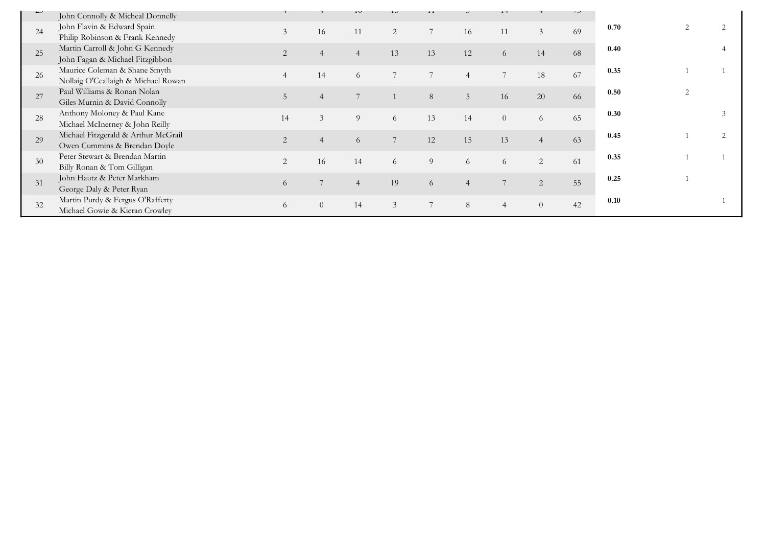| | | | | | | | | | | | | | |
|---|---|---|---|---|---|---|---|---|---|---|---|---|---|
| 23 | John Connolly & Micheal Donnelly | 4 | 4 | 16 | 15 | 11 | 5 | 14 | 4 | 73 | | | |
| 24 | John Flavin & Edward Spain<br>Philip Robinson & Frank Kennedy | 3 | 16 | 11 | 2 | 7 | 16 | 11 | 3 | 69 | **0.70** | 2 | 2 |
| 25 | Martin Carroll & John G Kennedy<br>John Fagan & Michael Fitzgibbon | 2 | 4 | 4 | 13 | 13 | 12 | 6 | 14 | 68 | **0.40** | | 4 |
| 26 | Maurice Coleman & Shane Smyth<br>Nollaig O'Ceallaigh & Michael Rowan | 4 | 14 | 6 | 7 | 7 | 4 | 7 | 18 | 67 | **0.35** | 1 | 1 |
| 27 | Paul Williams & Ronan Nolan<br>Giles Murnin & David Connolly | 5 | 4 | 7 | 1 | 8 | 5 | 16 | 20 | 66 | **0.50** | 2 | |
| 28 | Anthony Moloney & Paul Kane<br>Michael McInerney & John Reilly | 14 | 3 | 9 | 6 | 13 | 14 | 0 | 6 | 65 | **0.30** | | 3 |
| 29 | Michael Fitzgerald & Arthur McGrail<br>Owen Cummins & Brendan Doyle | 2 | 4 | 6 | 7 | 12 | 15 | 13 | 4 | 63 | **0.45** | 1 | 2 |
| 30 | Peter Stewart & Brendan Martin<br>Billy Ronan & Tom Gilligan | 2 | 16 | 14 | 6 | 9 | 6 | 6 | 2 | 61 | **0.35** | 1 | 1 |
| 31 | John Hautz & Peter Markham<br>George Daly & Peter Ryan | 6 | 7 | 4 | 19 | 6 | 4 | 7 | 2 | 55 | **0.25** | 1 | |
| 32 | Martin Purdy & Fergus O'Rafferty<br>Michael Gowie & Kieran Crowley | 6 | 0 | 14 | 3 | 7 | 8 | 4 | 0 | 42 | **0.10** | | 1 |